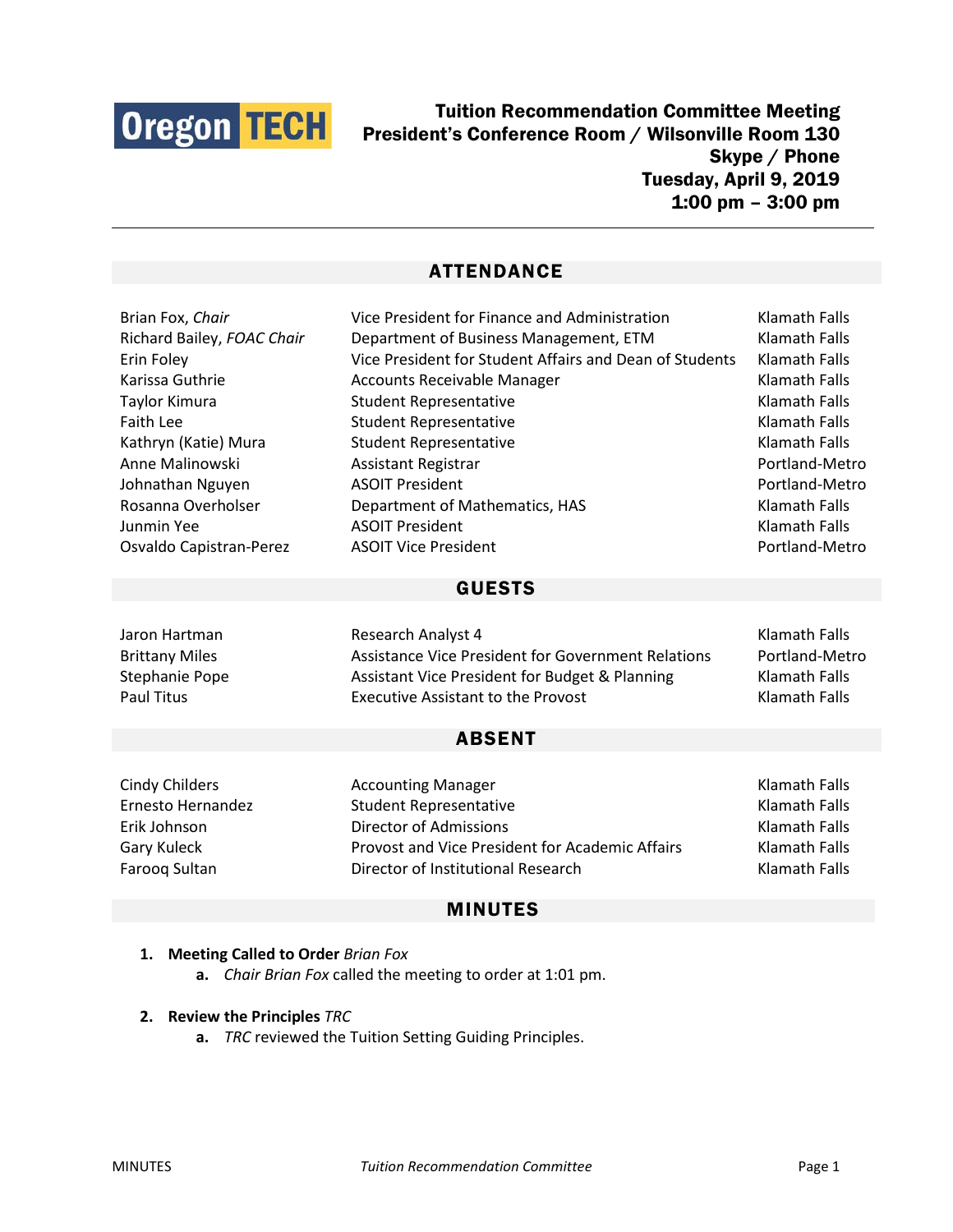Oregon TECH

# Tuition Recommendation Committee Meeting
**President's Conference Room / Wilsonville Room 130**
**Skype / Phone**
**Tuesday, April 9, 2019**
**1:00 pm – 3:00 pm**

## ATTENDANCE

| | | |
|---|---|---|
| Brian Fox, *Chair* | Vice President for Finance and Administration | Klamath Falls |
| Richard Bailey, *FOAC Chair* | Department of Business Management, ETM | Klamath Falls |
| Erin Foley | Vice President for Student Affairs and Dean of Students | Klamath Falls |
| Karissa Guthrie | Accounts Receivable Manager | Klamath Falls |
| Taylor Kimura | Student Representative | Klamath Falls |
| Faith Lee | Student Representative | Klamath Falls |
| Kathryn (Katie) Mura | Student Representative | Klamath Falls |
| Anne Malinowski | Assistant Registrar | Portland-Metro |
| Johnathan Nguyen | ASOIT President | Portland-Metro |
| Rosanna Overholser | Department of Mathematics, HAS | Klamath Falls |
| Junmin Yee | ASOIT President | Klamath Falls |
| Osvaldo Capistran-Perez | ASOIT Vice President | Portland-Metro |

## GUESTS

| | | |
|---|---|---|
| Jaron Hartman | Research Analyst 4 | Klamath Falls |
| Brittany Miles | Assistance Vice President for Government Relations | Portland-Metro |
| Stephanie Pope | Assistant Vice President for Budget & Planning | Klamath Falls |
| Paul Titus | Executive Assistant to the Provost | Klamath Falls |

## ABSENT

| | | |
|---|---|---|
| Cindy Childers | Accounting Manager | Klamath Falls |
| Ernesto Hernandez | Student Representative | Klamath Falls |
| Erik Johnson | Director of Admissions | Klamath Falls |
| Gary Kuleck | Provost and Vice President for Academic Affairs | Klamath Falls |
| Farooq Sultan | Director of Institutional Research | Klamath Falls |

## MINUTES

1. **Meeting Called to Order** *Brian Fox*
   a. *Chair Brian Fox* called the meeting to order at 1:01 pm.

2. **Review the Principles** *TRC*
   a. *TRC* reviewed the Tuition Setting Guiding Principles.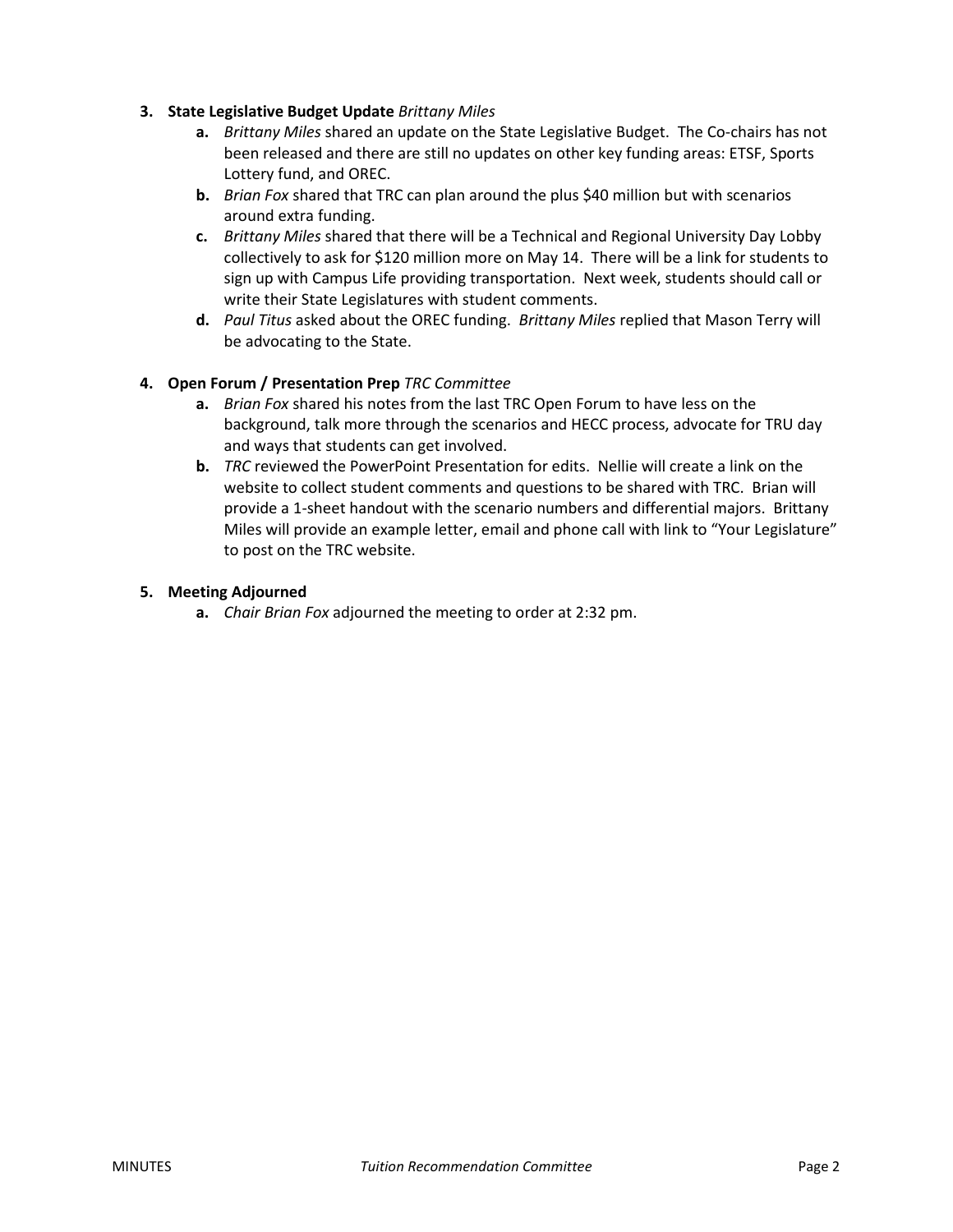3. **State Legislative Budget Update** *Brittany Miles*
    a. *Brittany Miles* shared an update on the State Legislative Budget. The Co-chairs has not been released and there are still no updates on other key funding areas: ETSF, Sports Lottery fund, and OREC.
    b. *Brian Fox* shared that TRC can plan around the plus $40 million but with scenarios around extra funding.
    c. *Brittany Miles* shared that there will be a Technical and Regional University Day Lobby collectively to ask for $120 million more on May 14. There will be a link for students to sign up with Campus Life providing transportation. Next week, students should call or write their State Legislatures with student comments.
    d. *Paul Titus* asked about the OREC funding. *Brittany Miles* replied that Mason Terry will be advocating to the State.

4. **Open Forum / Presentation Prep** *TRC Committee*
    a. *Brian Fox* shared his notes from the last TRC Open Forum to have less on the background, talk more through the scenarios and HECC process, advocate for TRU day and ways that students can get involved.
    b. *TRC* reviewed the PowerPoint Presentation for edits. Nellie will create a link on the website to collect student comments and questions to be shared with TRC. Brian will provide a 1-sheet handout with the scenario numbers and differential majors. Brittany Miles will provide an example letter, email and phone call with link to "Your Legislature" to post on the TRC website.

5. **Meeting Adjourned**
    a. *Chair Brian Fox* adjourned the meeting to order at 2:32 pm.